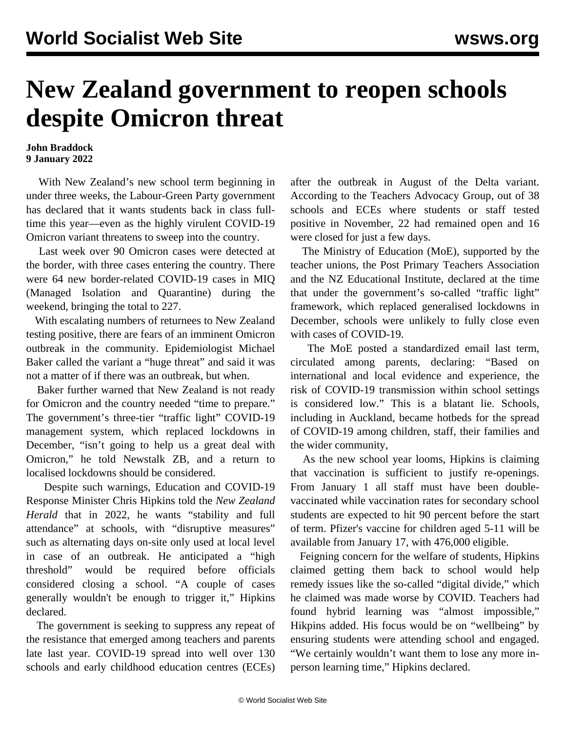# New Zealand government to reopen schools despite Omicron threat

**John Braddock**
**9 January 2022**

With New Zealand's new school term beginning in under three weeks, the Labour-Green Party government has declared that it wants students back in class full-time this year—even as the highly virulent COVID-19 Omicron variant threatens to sweep into the country.

Last week over 90 Omicron cases were detected at the border, with three cases entering the country. There were 64 new border-related COVID-19 cases in MIQ (Managed Isolation and Quarantine) during the weekend, bringing the total to 227.

With escalating numbers of returnees to New Zealand testing positive, there are fears of an imminent Omicron outbreak in the community. Epidemiologist Michael Baker called the variant a "huge threat" and said it was not a matter of if there was an outbreak, but when.

Baker further warned that New Zealand is not ready for Omicron and the country needed "time to prepare." The government's three-tier "traffic light" COVID-19 management system, which replaced lockdowns in December, "isn't going to help us a great deal with Omicron," he told Newstalk ZB, and a return to localised lockdowns should be considered.

Despite such warnings, Education and COVID-19 Response Minister Chris Hipkins told the *New Zealand Herald* that in 2022, he wants "stability and full attendance" at schools, with "disruptive measures" such as alternating days on-site only used at local level in case of an outbreak. He anticipated a "high threshold" would be required before officials considered closing a school. "A couple of cases generally wouldn't be enough to trigger it," Hipkins declared.

The government is seeking to suppress any repeat of the resistance that emerged among teachers and parents late last year. COVID-19 spread into well over 130 schools and early childhood education centres (ECEs) after the outbreak in August of the Delta variant. According to the Teachers Advocacy Group, out of 38 schools and ECEs where students or staff tested positive in November, 22 had remained open and 16 were closed for just a few days.

The Ministry of Education (MoE), supported by the teacher unions, the Post Primary Teachers Association and the NZ Educational Institute, declared at the time that under the government's so-called "traffic light" framework, which replaced generalised lockdowns in December, schools were unlikely to fully close even with cases of COVID-19.

The MoE posted a standardized email last term, circulated among parents, declaring: "Based on international and local evidence and experience, the risk of COVID-19 transmission within school settings is considered low." This is a blatant lie. Schools, including in Auckland, became hotbeds for the spread of COVID-19 among children, staff, their families and the wider community,

As the new school year looms, Hipkins is claiming that vaccination is sufficient to justify re-openings. From January 1 all staff must have been double-vaccinated while vaccination rates for secondary school students are expected to hit 90 percent before the start of term. Pfizer's vaccine for children aged 5-11 will be available from January 17, with 476,000 eligible.

Feigning concern for the welfare of students, Hipkins claimed getting them back to school would help remedy issues like the so-called "digital divide," which he claimed was made worse by COVID. Teachers had found hybrid learning was "almost impossible," Hikpins added. His focus would be on "wellbeing" by ensuring students were attending school and engaged. "We certainly wouldn't want them to lose any more in-person learning time," Hipkins declared.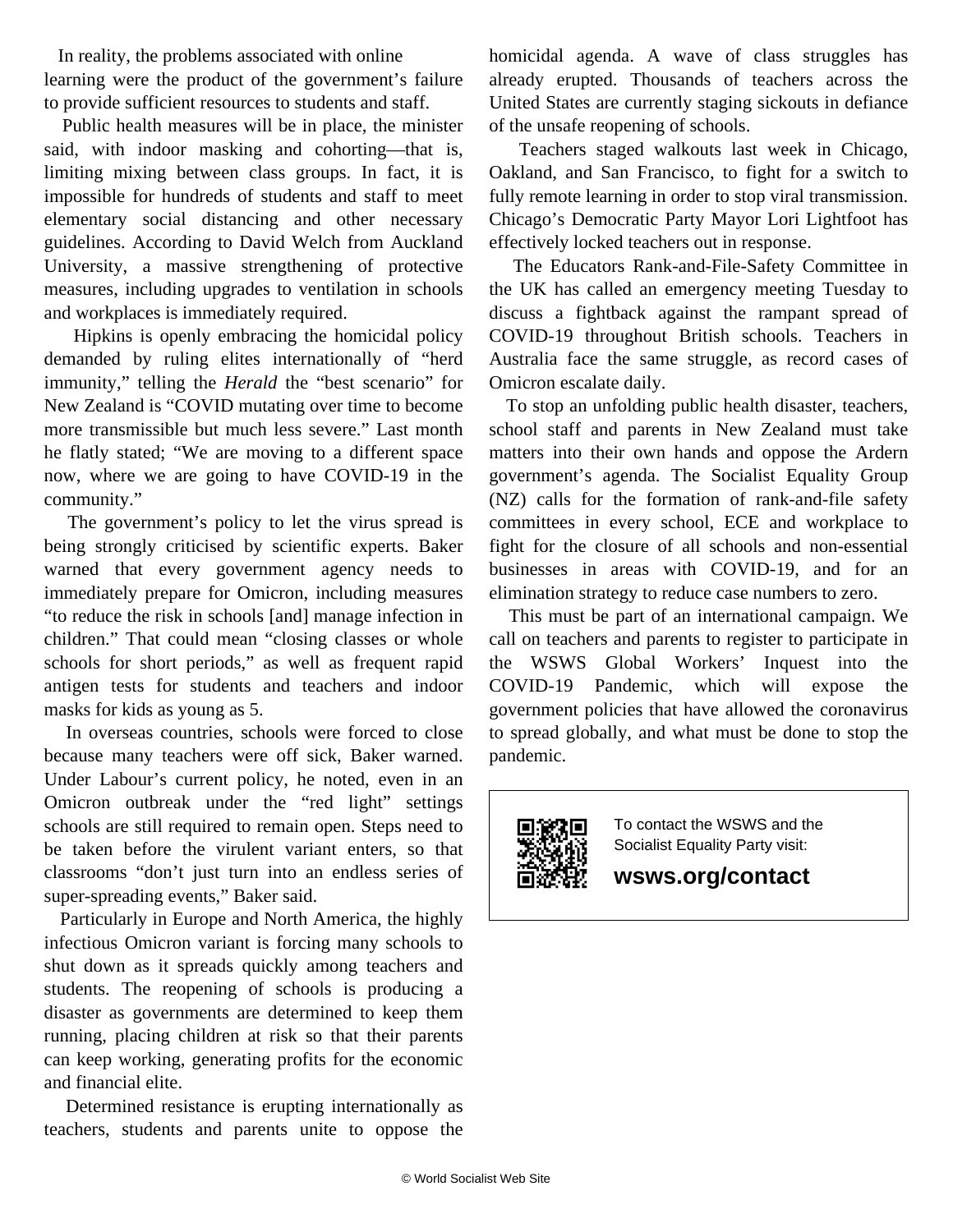In reality, the problems associated with online learning were the product of the government's failure to provide sufficient resources to students and staff.

Public health measures will be in place, the minister said, with indoor masking and cohorting—that is, limiting mixing between class groups. In fact, it is impossible for hundreds of students and staff to meet elementary social distancing and other necessary guidelines. According to David Welch from Auckland University, a massive strengthening of protective measures, including upgrades to ventilation in schools and workplaces is immediately required.

Hipkins is openly embracing the homicidal policy demanded by ruling elites internationally of "herd immunity," telling the *Herald* the "best scenario" for New Zealand is "COVID mutating over time to become more transmissible but much less severe." Last month he flatly stated; "We are moving to a different space now, where we are going to have COVID-19 in the community."

The government's policy to let the virus spread is being strongly criticised by scientific experts. Baker warned that every government agency needs to immediately prepare for Omicron, including measures "to reduce the risk in schools [and] manage infection in children." That could mean "closing classes or whole schools for short periods," as well as frequent rapid antigen tests for students and teachers and indoor masks for kids as young as 5.

In overseas countries, schools were forced to close because many teachers were off sick, Baker warned. Under Labour's current policy, he noted, even in an Omicron outbreak under the "red light" settings schools are still required to remain open. Steps need to be taken before the virulent variant enters, so that classrooms "don't just turn into an endless series of super-spreading events," Baker said.

Particularly in Europe and North America, the highly infectious Omicron variant is forcing many schools to shut down as it spreads quickly among teachers and students. The reopening of schools is producing a disaster as governments are determined to keep them running, placing children at risk so that their parents can keep working, generating profits for the economic and financial elite.

Determined resistance is erupting internationally as teachers, students and parents unite to oppose the homicidal agenda. A wave of class struggles has already erupted. Thousands of teachers across the United States are currently staging sickouts in defiance of the unsafe reopening of schools.

Teachers staged walkouts last week in Chicago, Oakland, and San Francisco, to fight for a switch to fully remote learning in order to stop viral transmission. Chicago's Democratic Party Mayor Lori Lightfoot has effectively locked teachers out in response.

The Educators Rank-and-File-Safety Committee in the UK has called an emergency meeting Tuesday to discuss a fightback against the rampant spread of COVID-19 throughout British schools. Teachers in Australia face the same struggle, as record cases of Omicron escalate daily.

To stop an unfolding public health disaster, teachers, school staff and parents in New Zealand must take matters into their own hands and oppose the Ardern government's agenda. The Socialist Equality Group (NZ) calls for the formation of rank-and-file safety committees in every school, ECE and workplace to fight for the closure of all schools and non-essential businesses in areas with COVID-19, and for an elimination strategy to reduce case numbers to zero.

This must be part of an international campaign. We call on teachers and parents to register to participate in the WSWS Global Workers' Inquest into the COVID-19 Pandemic, which will expose the government policies that have allowed the coronavirus to spread globally, and what must be done to stop the pandemic.

To contact the WSWS and the Socialist Equality Party visit:

**wsws.org/contact**